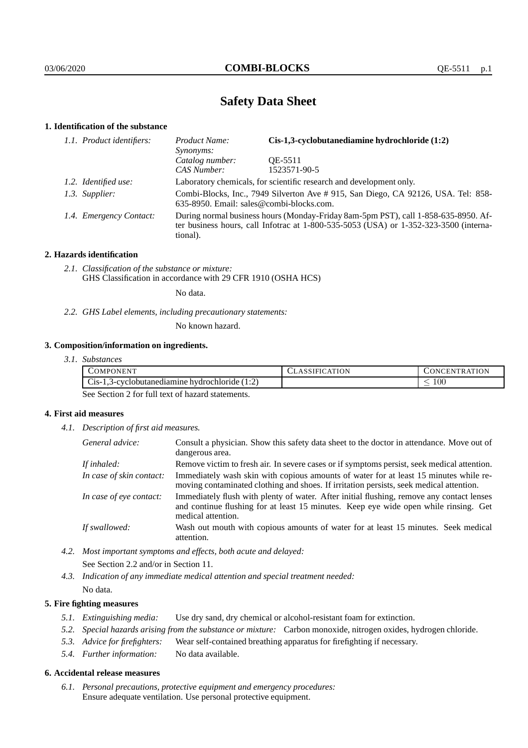# Safety Data Sheet

## 1. Identification of the substance

*1.1. Product identifiers:*

| | |
|---|---|
| *Product Name:* | **Cis-1,3-cyclobutanediamine hydrochloride (1:2)** |
| *Synonyms:* | |
| *Catalog number:* | QE-5511 |
| *CAS Number:* | 1523571-90-5 |

*1.2. Identified use:* Laboratory chemicals, for scientific research and development only.

*1.3. Supplier:* Combi-Blocks, Inc., 7949 Silverton Ave # 915, San Diego, CA 92126, USA. Tel: 858-635-8950. Email: sales@combi-blocks.com.

*1.4. Emergency Contact:* During normal business hours (Monday-Friday 8am-5pm PST), call 1-858-635-8950. After business hours, call Infotrac at 1-800-535-5053 (USA) or 1-352-323-3500 (international).

## 2. Hazards identification

*2.1. Classification of the substance or mixture:*
GHS Classification in accordance with 29 CFR 1910 (OSHA HCS)

No data.

*2.2. GHS Label elements, including precautionary statements:*

No known hazard.

## 3. Composition/information on ingredients.

*3.1. Substances*

| COMPONENT | CLASSIFICATION | CONCENTRATION |
|---|---|---|
| Cis-1,3-cyclobutanediamine hydrochloride (1:2) | | $\leq 100$ |

See Section 2 for full text of hazard statements.

## 4. First aid measures

*4.1. Description of first aid measures.*

*General advice:* Consult a physician. Show this safety data sheet to the doctor in attendance. Move out of dangerous area.

*If inhaled:* Remove victim to fresh air. In severe cases or if symptoms persist, seek medical attention.

*In case of skin contact:* Immediately wash skin with copious amounts of water for at least 15 minutes while removing contaminated clothing and shoes. If irritation persists, seek medical attention.

*In case of eye contact:* Immediately flush with plenty of water. After initial flushing, remove any contact lenses and continue flushing for at least 15 minutes. Keep eye wide open while rinsing. Get medical attention.

*If swallowed:* Wash out mouth with copious amounts of water for at least 15 minutes. Seek medical attention.

*4.2. Most important symptoms and effects, both acute and delayed:*

See Section 2.2 and/or in Section 11.

*4.3. Indication of any immediate medical attention and special treatment needed:*

No data.

## 5. Fire fighting measures

*5.1. Extinguishing media:* Use dry sand, dry chemical or alcohol-resistant foam for extinction.

*5.2. Special hazards arising from the substance or mixture:* Carbon monoxide, nitrogen oxides, hydrogen chloride.

*5.3. Advice for firefighters:* Wear self-contained breathing apparatus for firefighting if necessary.

*5.4. Further information:* No data available.

## 6. Accidental release measures

*6.1. Personal precautions, protective equipment and emergency procedures:*
Ensure adequate ventilation. Use personal protective equipment.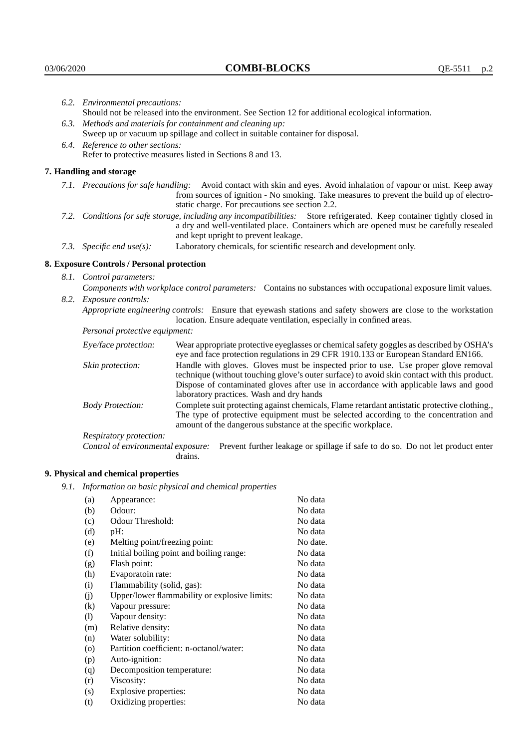*6.2. Environmental precautions:*
Should not be released into the environment. See Section 12 for additional ecological information.

*6.3. Methods and materials for containment and cleaning up:*
Sweep up or vacuum up spillage and collect in suitable container for disposal.

*6.4. Reference to other sections:*
Refer to protective measures listed in Sections 8 and 13.

## 7. Handling and storage

*7.1. Precautions for safe handling:* Avoid contact with skin and eyes. Avoid inhalation of vapour or mist. Keep away from sources of ignition - No smoking. Take measures to prevent the build up of electrostatic charge. For precautions see section 2.2.

*7.2. Conditions for safe storage, including any incompatibilities:* Store refrigerated. Keep container tightly closed in a dry and well-ventilated place. Containers which are opened must be carefully resealed and kept upright to prevent leakage.

*7.3. Specific end use(s):* Laboratory chemicals, for scientific research and development only.

## 8. Exposure Controls / Personal protection

*8.1. Control parameters:*
*Components with workplace control parameters:* Contains no substances with occupational exposure limit values.

*8.2. Exposure controls:*
*Appropriate engineering controls:* Ensure that eyewash stations and safety showers are close to the workstation location. Ensure adequate ventilation, especially in confined areas.

*Personal protective equipment:*

*Eye/face protection:* Wear appropriate protective eyeglasses or chemical safety goggles as described by OSHA's eye and face protection regulations in 29 CFR 1910.133 or European Standard EN166.

*Skin protection:* Handle with gloves. Gloves must be inspected prior to use. Use proper glove removal technique (without touching glove's outer surface) to avoid skin contact with this product. Dispose of contaminated gloves after use in accordance with applicable laws and good laboratory practices. Wash and dry hands

*Body Protection:* Complete suit protecting against chemicals, Flame retardant antistatic protective clothing., The type of protective equipment must be selected according to the concentration and amount of the dangerous substance at the specific workplace.

*Respiratory protection:*

*Control of environmental exposure:* Prevent further leakage or spillage if safe to do so. Do not let product enter drains.

## 9. Physical and chemical properties

*9.1. Information on basic physical and chemical properties*

| | | |
|---|---|---|
| (a) | Appearance: | No data |
| (b) | Odour: | No data |
| (c) | Odour Threshold: | No data |
| (d) | pH: | No data |
| (e) | Melting point/freezing point: | No date. |
| (f) | Initial boiling point and boiling range: | No data |
| (g) | Flash point: | No data |
| (h) | Evaporatoin rate: | No data |
| (i) | Flammability (solid, gas): | No data |
| (j) | Upper/lower flammability or explosive limits: | No data |
| (k) | Vapour pressure: | No data |
| (l) | Vapour density: | No data |
| (m) | Relative density: | No data |
| (n) | Water solubility: | No data |
| (o) | Partition coefficient: n-octanol/water: | No data |
| (p) | Auto-ignition: | No data |
| (q) | Decomposition temperature: | No data |
| (r) | Viscosity: | No data |
| (s) | Explosive properties: | No data |
| (t) | Oxidizing properties: | No data |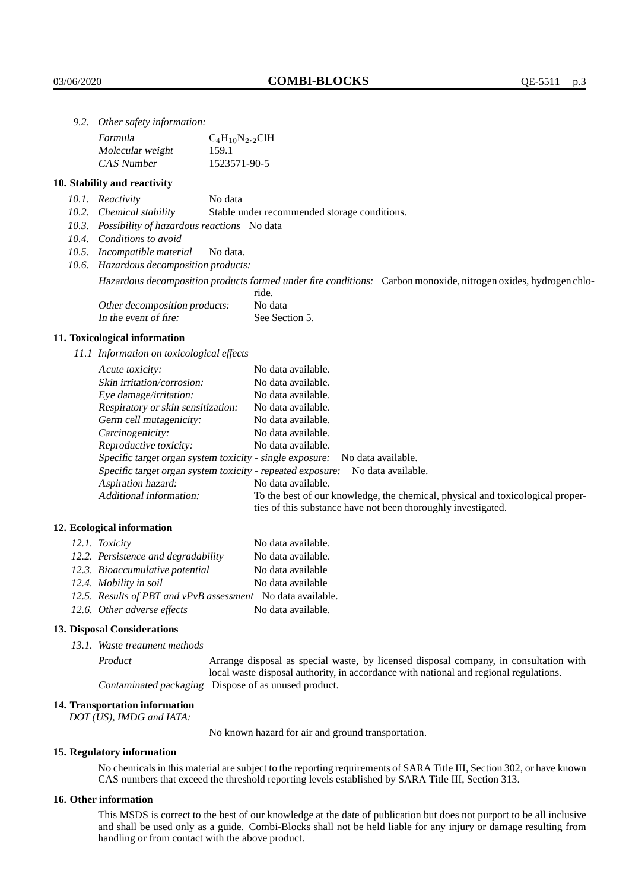*9.2. Other safety information:*

| | |
|---|---|
| *Formula* | $C_4H_{10}N_2.{}_2ClH$ |
| *Molecular weight* | 159.1 |
| *CAS Number* | 1523571-90-5 |

## 10. Stability and reactivity

- *10.1. Reactivity* No data
- *10.2. Chemical stability* Stable under recommended storage conditions.
- *10.3. Possibility of hazardous reactions* No data
- *10.4. Conditions to avoid*
- *10.5. Incompatible material* No data.
- *10.6. Hazardous decomposition products:*

*Hazardous decomposition products formed under fire conditions:* Carbon monoxide, nitrogen oxides, hydrogen chloride.

| | |
|---|---|
| *Other decomposition products:* | No data |
| *In the event of fire:* | See Section 5. |

## 11. Toxicological information

*11.1 Information on toxicological effects*

| | |
|---|---|
| *Acute toxicity:* | No data available. |
| *Skin irritation/corrosion:* | No data available. |
| *Eye damage/irritation:* | No data available. |
| *Respiratory or skin sensitization:* | No data available. |
| *Germ cell mutagenicity:* | No data available. |
| *Carcinogenicity:* | No data available. |
| *Reproductive toxicity:* | No data available. |
| *Specific target organ system toxicity - single exposure:* | No data available. |
| *Specific target organ system toxicity - repeated exposure:* | No data available. |
| *Aspiration hazard:* | No data available. |
| *Additional information:* | To the best of our knowledge, the chemical, physical and toxicological properties of this substance have not been thoroughly investigated. |

## 12. Ecological information

| | |
|---|---|
| *12.1. Toxicity* | No data available. |
| *12.2. Persistence and degradability* | No data available. |
| *12.3. Bioaccumulative potential* | No data available |
| *12.4. Mobility in soil* | No data available |
| *12.5. Results of PBT and vPvB assessment* | No data available. |
| *12.6. Other adverse effects* | No data available. |

## 13. Disposal Considerations

*13.1. Waste treatment methods*

| | |
|---|---|
| *Product* | Arrange disposal as special waste, by licensed disposal company, in consultation with local waste disposal authority, in accordance with national and regional regulations. |
| *Contaminated packaging* | Dispose of as unused product. |

## 14. Transportation information

*DOT (US), IMDG and IATA:*

No known hazard for air and ground transportation.

## 15. Regulatory information

No chemicals in this material are subject to the reporting requirements of SARA Title III, Section 302, or have known CAS numbers that exceed the threshold reporting levels established by SARA Title III, Section 313.

## 16. Other information

This MSDS is correct to the best of our knowledge at the date of publication but does not purport to be all inclusive and shall be used only as a guide. Combi-Blocks shall not be held liable for any injury or damage resulting from handling or from contact with the above product.